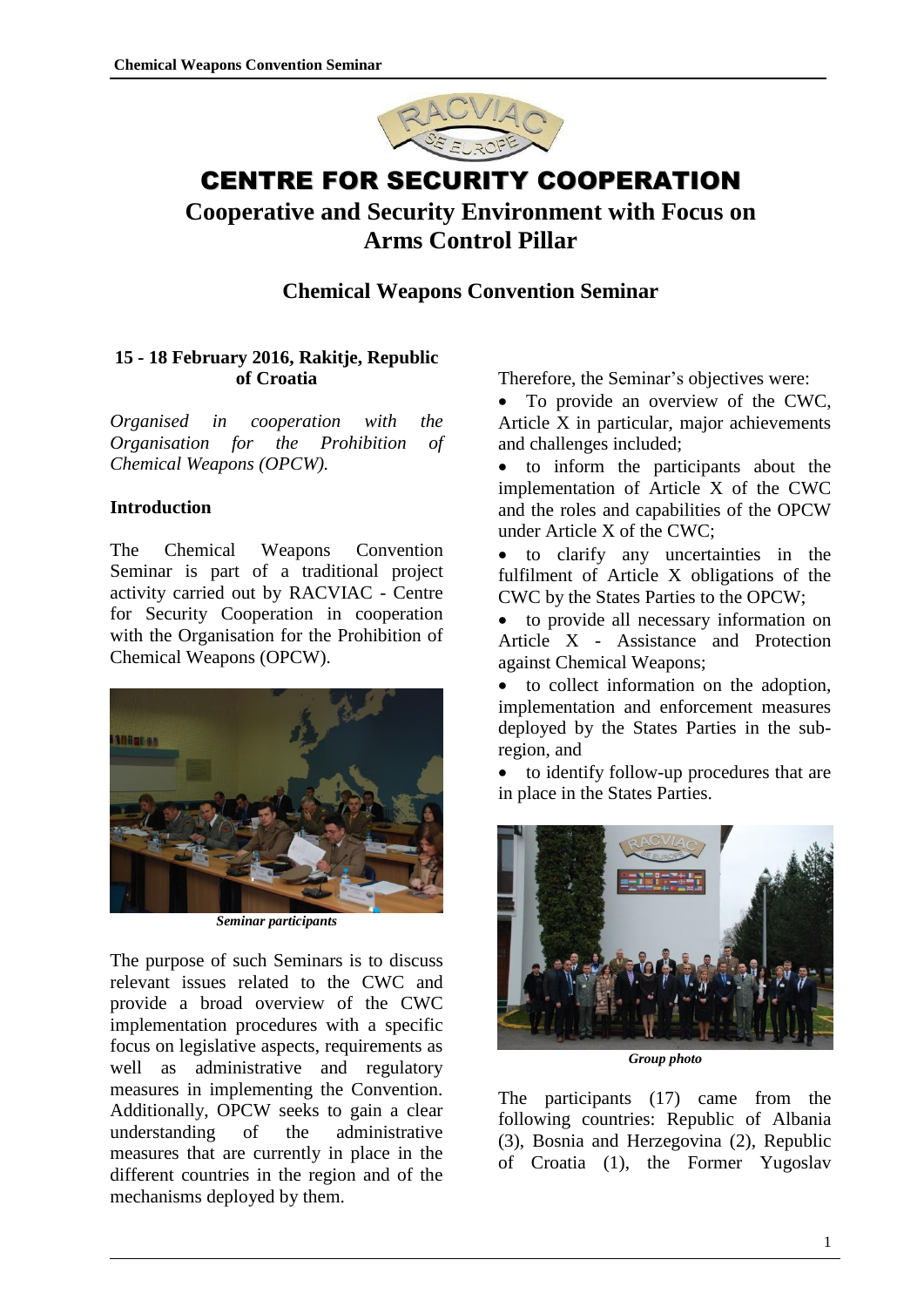# CENTRE FOR SECURITY COOPERATION

## Cooperative and Security Environment with Focus on Arms Control Pillar

## Chemical Weapons Convention Seminar

**15 - 18 February 2016, Rakitje, Republic of Croatia**

*Organised in cooperation with the Organisation for the Prohibition of Chemical Weapons (OPCW).*

### Introduction

The Chemical Weapons Convention Seminar is part of a traditional project activity carried out by RACVIAC - Centre for Security Cooperation in cooperation with the Organisation for the Prohibition of Chemical Weapons (OPCW).

*Seminar participants*

The purpose of such Seminars is to discuss relevant issues related to the CWC and provide a broad overview of the CWC implementation procedures with a specific focus on legislative aspects, requirements as well as administrative and regulatory measures in implementing the Convention. Additionally, OPCW seeks to gain a clear understanding of the administrative measures that are currently in place in the different countries in the region and of the mechanisms deployed by them.

Therefore, the Seminar's objectives were:

- To provide an overview of the CWC, Article X in particular, major achievements and challenges included;
- to inform the participants about the implementation of Article X of the CWC and the roles and capabilities of the OPCW under Article X of the CWC;
- to clarify any uncertainties in the fulfilment of Article X obligations of the CWC by the States Parties to the OPCW;
- to provide all necessary information on Article X - Assistance and Protection against Chemical Weapons;
- to collect information on the adoption, implementation and enforcement measures deployed by the States Parties in the sub-region, and
- to identify follow-up procedures that are in place in the States Parties.

*Group photo*

The participants (17) came from the following countries: Republic of Albania (3), Bosnia and Herzegovina (2), Republic of Croatia (1), the Former Yugoslav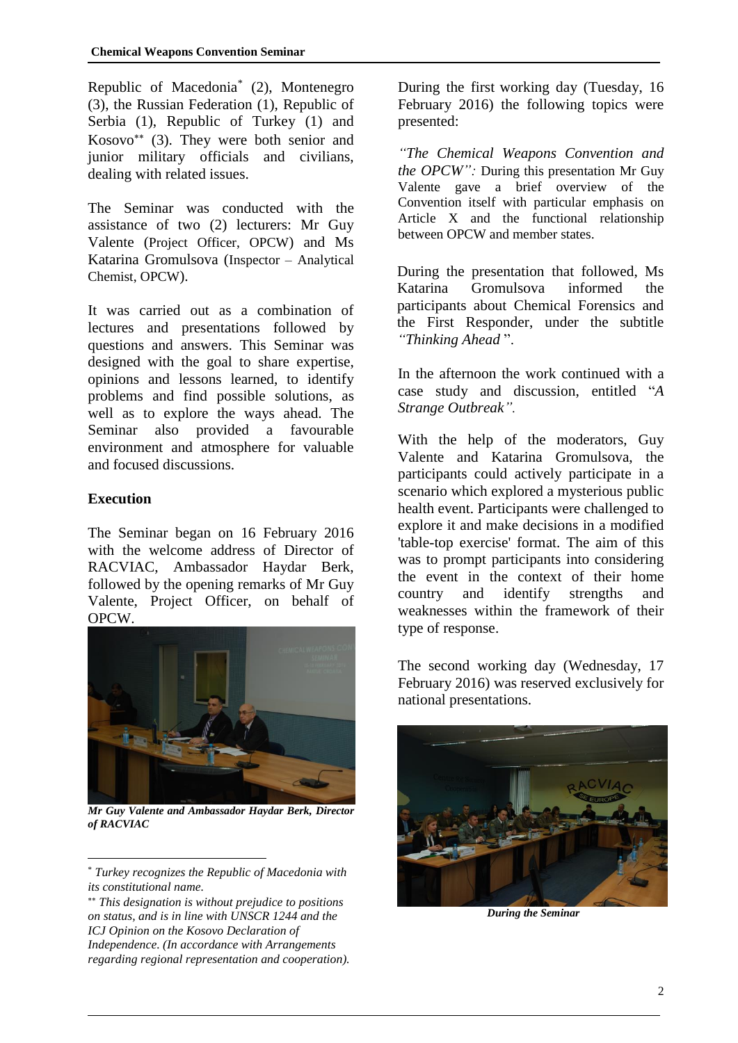Republic of Macedonia* (2), Montenegro (3), the Russian Federation (1), Republic of Serbia (1), Republic of Turkey (1) and Kosovo** (3). They were both senior and junior military officials and civilians, dealing with related issues.

The Seminar was conducted with the assistance of two (2) lecturers: Mr Guy Valente (Project Officer, OPCW) and Ms Katarina Gromulsova (Inspector – Analytical Chemist, OPCW).

It was carried out as a combination of lectures and presentations followed by questions and answers. This Seminar was designed with the goal to share expertise, opinions and lessons learned, to identify problems and find possible solutions, as well as to explore the ways ahead. The Seminar also provided a favourable environment and atmosphere for valuable and focused discussions.

## Execution

The Seminar began on 16 February 2016 with the welcome address of Director of RACVIAC, Ambassador Haydar Berk, followed by the opening remarks of Mr Guy Valente, Project Officer, on behalf of OPCW.

***Mr Guy Valente and Ambassador Haydar Berk, Director of RACVIAC***

During the first working day (Tuesday, 16 February 2016) the following topics were presented:

*"The Chemical Weapons Convention and the OPCW":* During this presentation Mr Guy Valente gave a brief overview of the Convention itself with particular emphasis on Article X and the functional relationship between OPCW and member states.

During the presentation that followed, Ms Katarina Gromulsova informed the participants about Chemical Forensics and the First Responder, under the subtitle *"Thinking Ahead"*.

In the afternoon the work continued with a case study and discussion, entitled "*A Strange Outbreak".*

With the help of the moderators, Guy Valente and Katarina Gromulsova, the participants could actively participate in a scenario which explored a mysterious public health event. Participants were challenged to explore it and make decisions in a modified 'table-top exercise' format. The aim of this was to prompt participants into considering the event in the context of their home country and identify strengths and weaknesses within the framework of their type of response.

The second working day (Wednesday, 17 February 2016) was reserved exclusively for national presentations.

***During the Seminar***

---

\* *Turkey recognizes the Republic of Macedonia with its constitutional name.*

\*\* *This designation is without prejudice to positions on status, and is in line with UNSCR 1244 and the ICJ Opinion on the Kosovo Declaration of Independence. (In accordance with Arrangements regarding regional representation and cooperation).*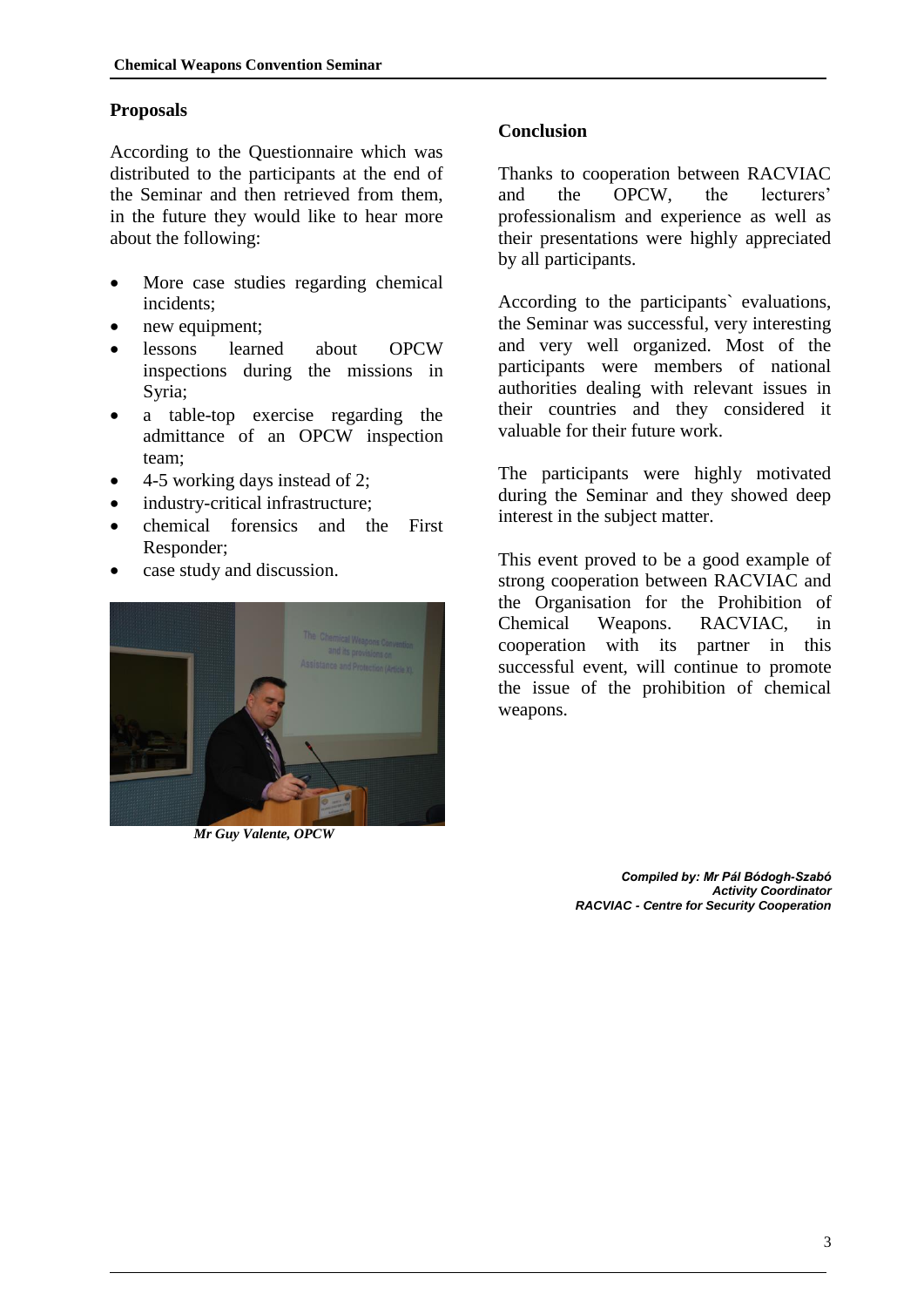## Proposals

According to the Questionnaire which was distributed to the participants at the end of the Seminar and then retrieved from them, in the future they would like to hear more about the following:

- More case studies regarding chemical incidents;
- new equipment;
- lessons learned about OPCW inspections during the missions in Syria;
- a table-top exercise regarding the admittance of an OPCW inspection team;
- 4-5 working days instead of 2;
- industry-critical infrastructure;
- chemical forensics and the First Responder;
- case study and discussion.

*Mr Guy Valente, OPCW*

## Conclusion

Thanks to cooperation between RACVIAC and the OPCW, the lecturers' professionalism and experience as well as their presentations were highly appreciated by all participants.

According to the participants` evaluations, the Seminar was successful, very interesting and very well organized. Most of the participants were members of national authorities dealing with relevant issues in their countries and they considered it valuable for their future work.

The participants were highly motivated during the Seminar and they showed deep interest in the subject matter.

This event proved to be a good example of strong cooperation between RACVIAC and the Organisation for the Prohibition of Chemical Weapons. RACVIAC, in cooperation with its partner in this successful event, will continue to promote the issue of the prohibition of chemical weapons.

***Compiled by: Mr Pál Bódogh-Szabó***
***Activity Coordinator***
***RACVIAC - Centre for Security Cooperation***